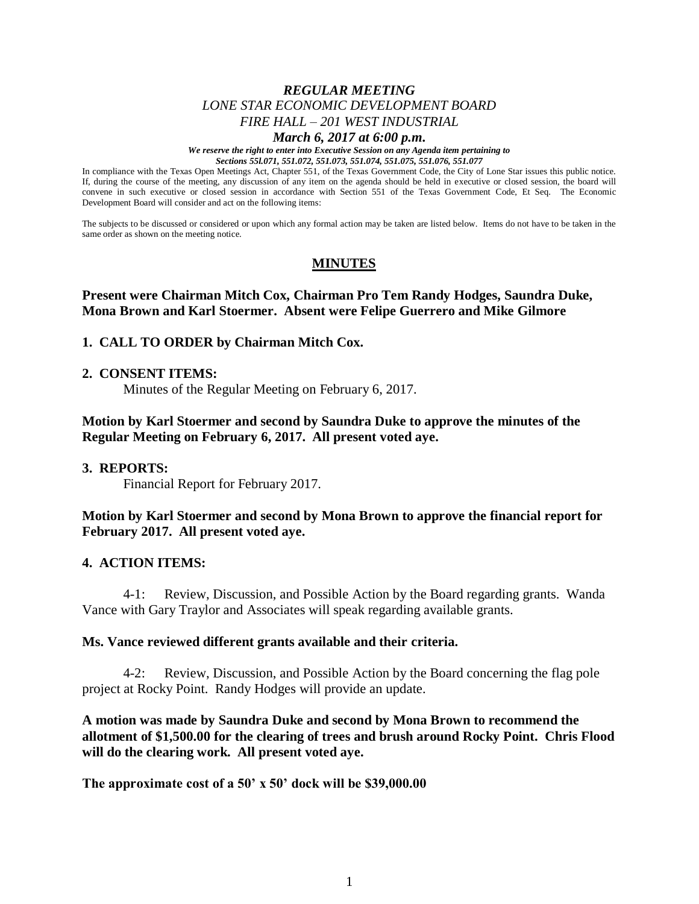# *REGULAR MEETING*
## *LONE STAR ECONOMIC DEVELOPMENT BOARD*
## *FIRE HALL – 201 WEST INDUSTRIAL*
## ***March 6, 2017 at 6:00 p.m.***

***We reserve the right to enter into Executive Session on any Agenda item pertaining to Sections 55l.071, 551.072, 551.073, 551.074, 551.075, 551.076, 551.077***

In compliance with the Texas Open Meetings Act, Chapter 551, of the Texas Government Code, the City of Lone Star issues this public notice. If, during the course of the meeting, any discussion of any item on the agenda should be held in executive or closed session, the board will convene in such executive or closed session in accordance with Section 551 of the Texas Government Code, Et Seq. The Economic Development Board will consider and act on the following items:

The subjects to be discussed or considered or upon which any formal action may be taken are listed below. Items do not have to be taken in the same order as shown on the meeting notice.

## MINUTES

**Present were Chairman Mitch Cox, Chairman Pro Tem Randy Hodges, Saundra Duke, Mona Brown and Karl Stoermer. Absent were Felipe Guerrero and Mike Gilmore**

**1. CALL TO ORDER by Chairman Mitch Cox.**

**2. CONSENT ITEMS:**

Minutes of the Regular Meeting on February 6, 2017.

**Motion by Karl Stoermer and second by Saundra Duke to approve the minutes of the Regular Meeting on February 6, 2017. All present voted aye.**

**3. REPORTS:**

Financial Report for February 2017.

**Motion by Karl Stoermer and second by Mona Brown to approve the financial report for February 2017. All present voted aye.**

**4. ACTION ITEMS:**

4-1: Review, Discussion, and Possible Action by the Board regarding grants. Wanda Vance with Gary Traylor and Associates will speak regarding available grants.

**Ms. Vance reviewed different grants available and their criteria.**

4-2: Review, Discussion, and Possible Action by the Board concerning the flag pole project at Rocky Point. Randy Hodges will provide an update.

**A motion was made by Saundra Duke and second by Mona Brown to recommend the allotment of $1,500.00 for the clearing of trees and brush around Rocky Point. Chris Flood will do the clearing work. All present voted aye.**

**The approximate cost of a 50' x 50' dock will be $39,000.00**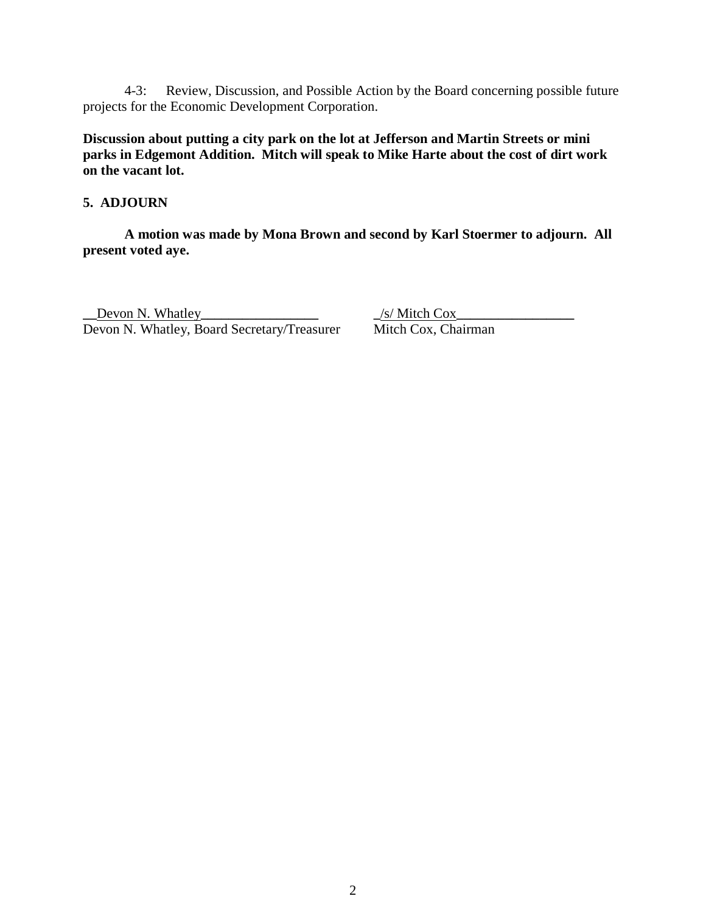4-3: Review, Discussion, and Possible Action by the Board concerning possible future projects for the Economic Development Corporation.

**Discussion about putting a city park on the lot at Jefferson and Martin Streets or mini parks in Edgemont Addition. Mitch will speak to Mike Harte about the cost of dirt work on the vacant lot.**

**5. ADJOURN**

**A motion was made by Mona Brown and second by Karl Stoermer to adjourn. All present voted aye.**

| | |
|---|---|
| __Devon N. Whatley__________________ | _/s/ Mitch Cox__________________ |
| Devon N. Whatley, Board Secretary/Treasurer | Mitch Cox, Chairman |